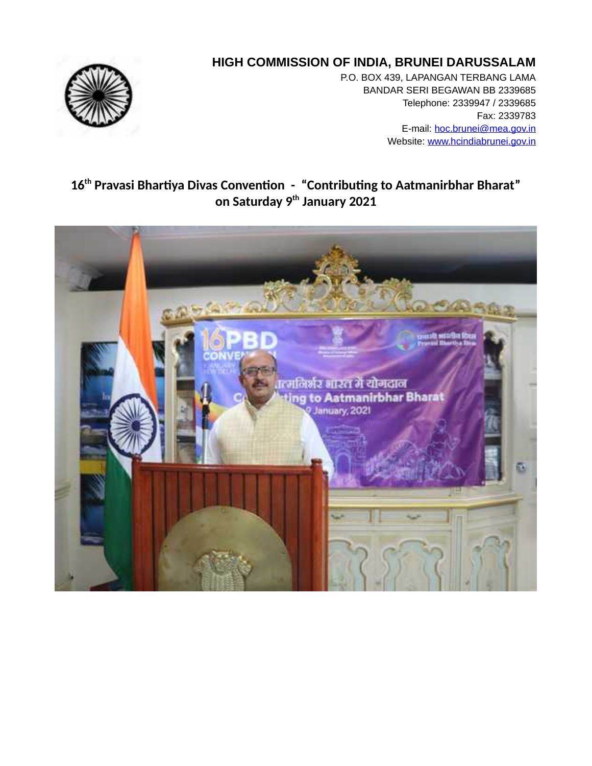# HIGH COMMISSION OF INDIA, BRUNEI DARUSSALAM

P.O. BOX 439, LAPANGAN TERBANG LAMA
BANDAR SERI BEGAWAN BB 2339685
Telephone: 2339947 / 2339685
Fax: 2339783
E-mail: hoc.brunei@mea.gov.in
Website: www.hcindiabrunei.gov.in

## 16th Pravasi Bhartiya Divas Convention - "Contributing to Aatmanirbhar Bharat" on Saturday 9th January 2021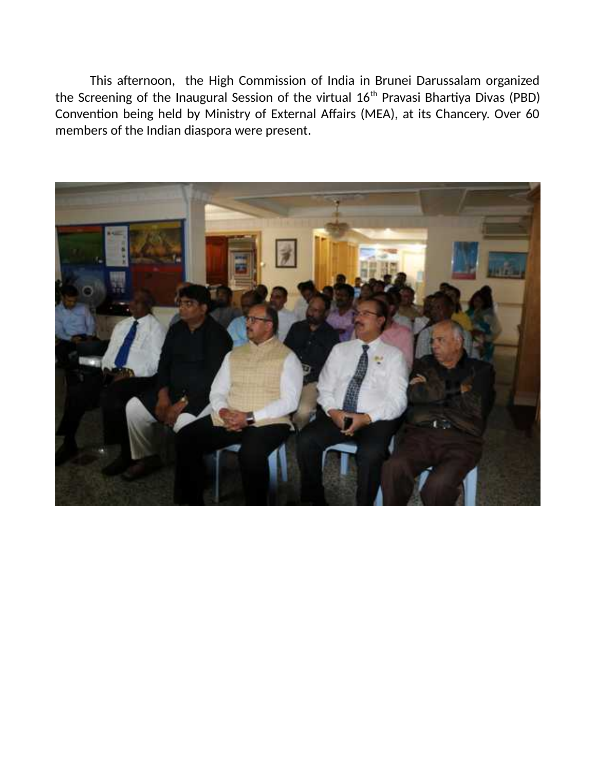This afternoon, the High Commission of India in Brunei Darussalam organized the Screening of the Inaugural Session of the virtual 16th Pravasi Bhartiya Divas (PBD) Convention being held by Ministry of External Affairs (MEA), at its Chancery. Over 60 members of the Indian diaspora were present.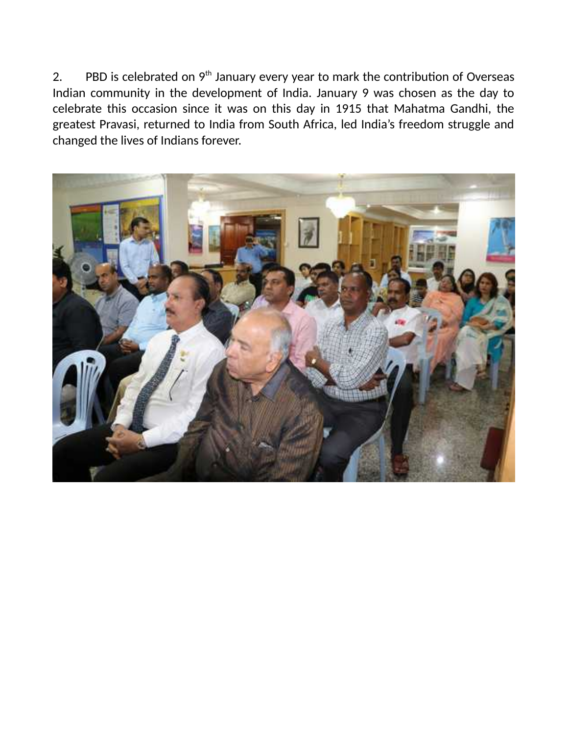2. PBD is celebrated on 9th January every year to mark the contribution of Overseas Indian community in the development of India. January 9 was chosen as the day to celebrate this occasion since it was on this day in 1915 that Mahatma Gandhi, the greatest Pravasi, returned to India from South Africa, led India's freedom struggle and changed the lives of Indians forever.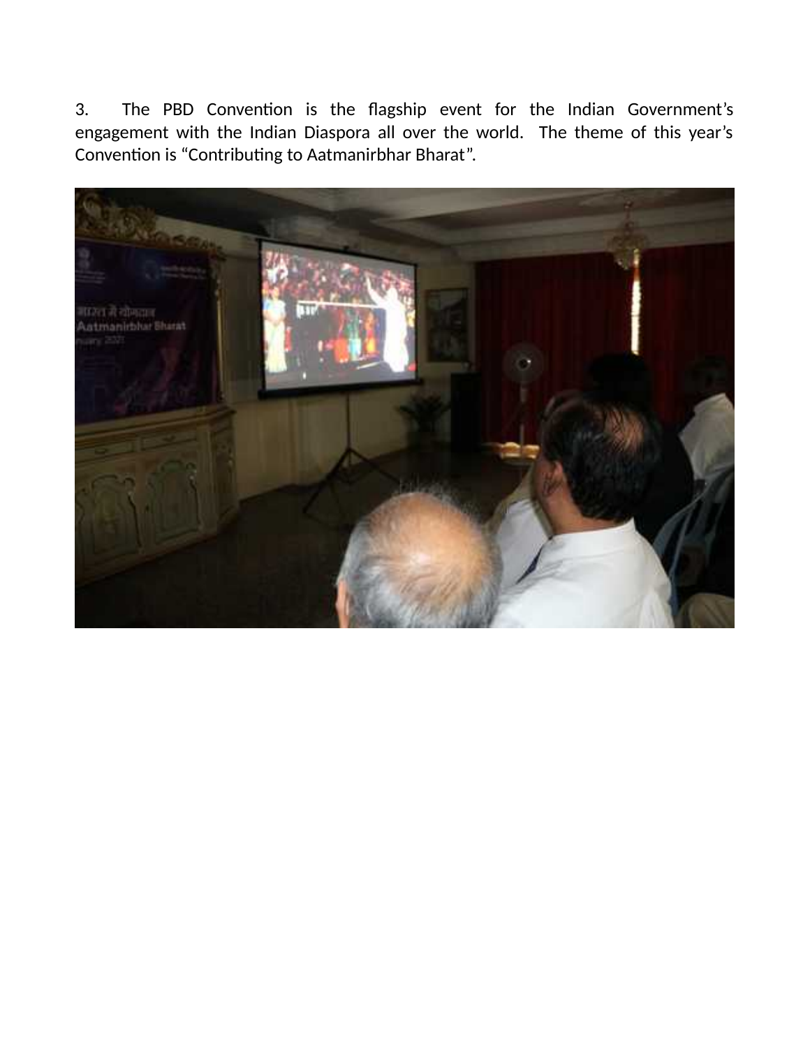3. The PBD Convention is the flagship event for the Indian Government's engagement with the Indian Diaspora all over the world. The theme of this year's Convention is "Contributing to Aatmanirbhar Bharat".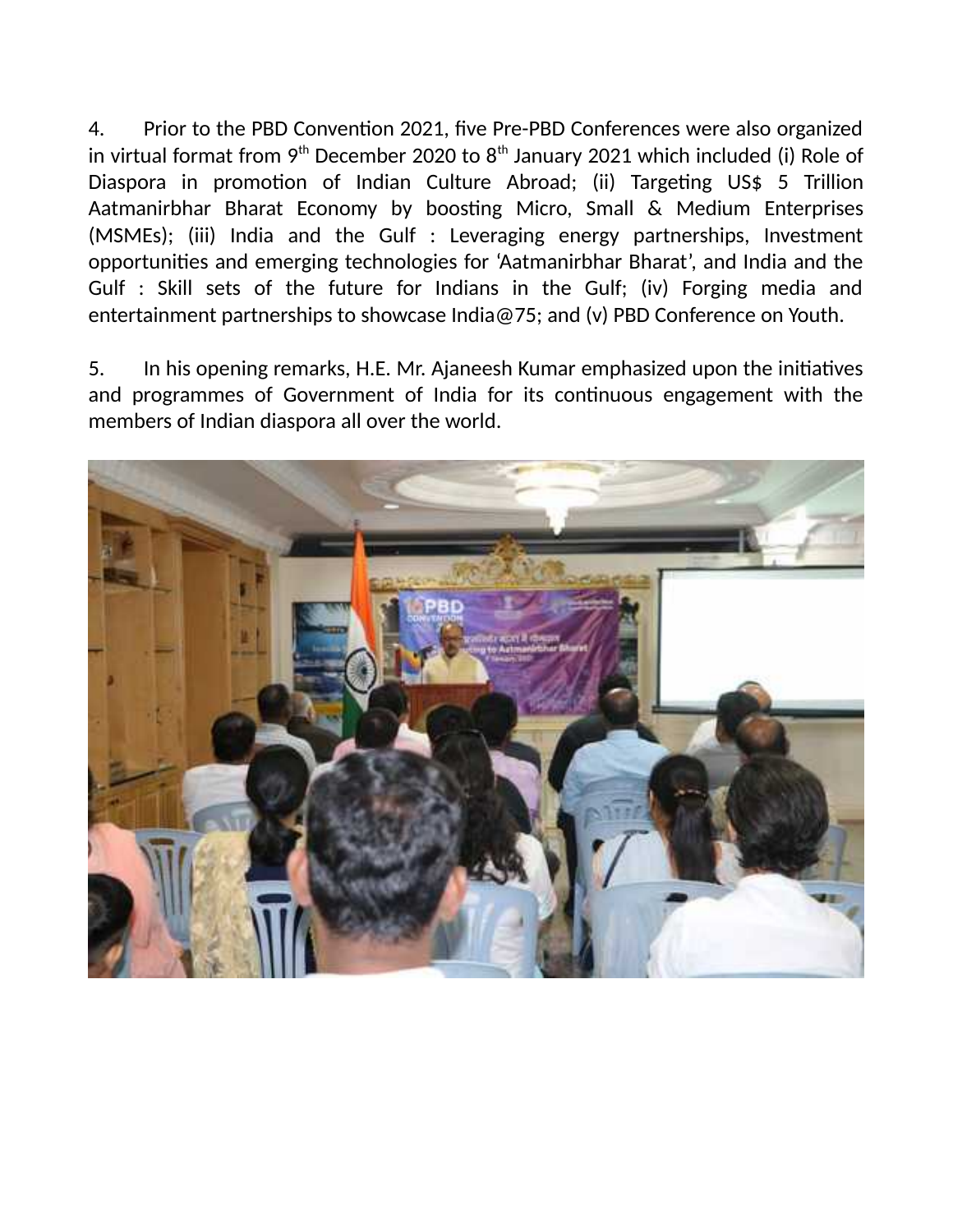4. Prior to the PBD Convention 2021, five Pre-PBD Conferences were also organized in virtual format from 9th December 2020 to 8th January 2021 which included (i) Role of Diaspora in promotion of Indian Culture Abroad; (ii) Targeting US$ 5 Trillion Aatmanirbhar Bharat Economy by boosting Micro, Small & Medium Enterprises (MSMEs); (iii) India and the Gulf : Leveraging energy partnerships, Investment opportunities and emerging technologies for 'Aatmanirbhar Bharat', and India and the Gulf : Skill sets of the future for Indians in the Gulf; (iv) Forging media and entertainment partnerships to showcase India@75; and (v) PBD Conference on Youth.

5. In his opening remarks, H.E. Mr. Ajaneesh Kumar emphasized upon the initiatives and programmes of Government of India for its continuous engagement with the members of Indian diaspora all over the world.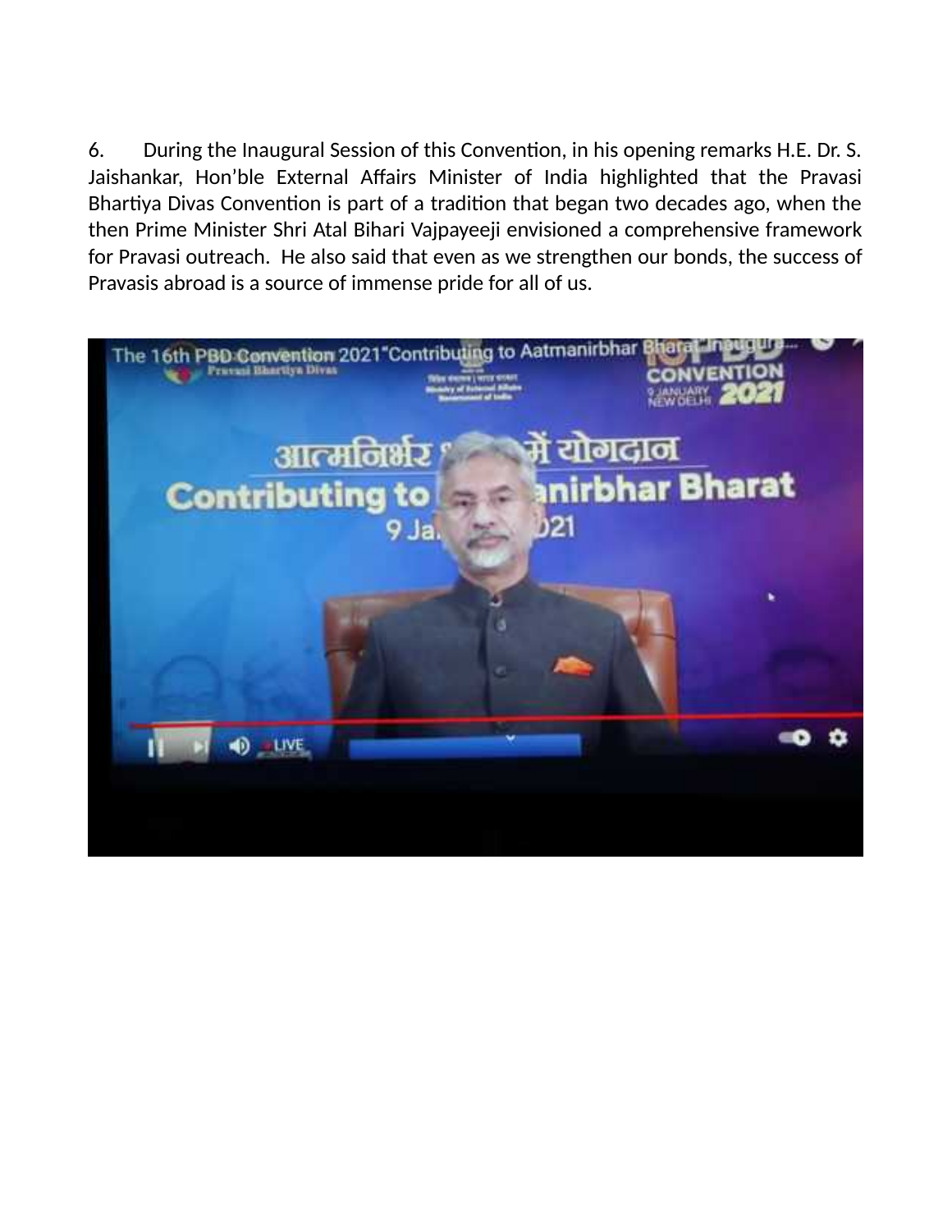6. During the Inaugural Session of this Convention, in his opening remarks H.E. Dr. S. Jaishankar, Hon'ble External Affairs Minister of India highlighted that the Pravasi Bhartiya Divas Convention is part of a tradition that began two decades ago, when the then Prime Minister Shri Atal Bihari Vajpayeeji envisioned a comprehensive framework for Pravasi outreach. He also said that even as we strengthen our bonds, the success of Pravasis abroad is a source of immense pride for all of us.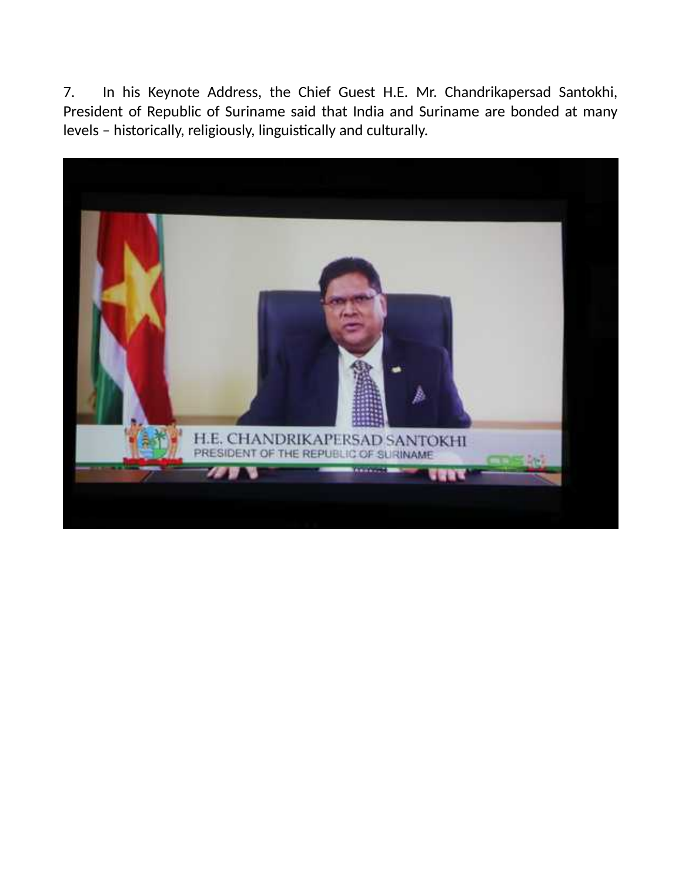7. In his Keynote Address, the Chief Guest H.E. Mr. Chandrikapersad Santokhi, President of Republic of Suriname said that India and Suriname are bonded at many levels – historically, religiously, linguistically and culturally.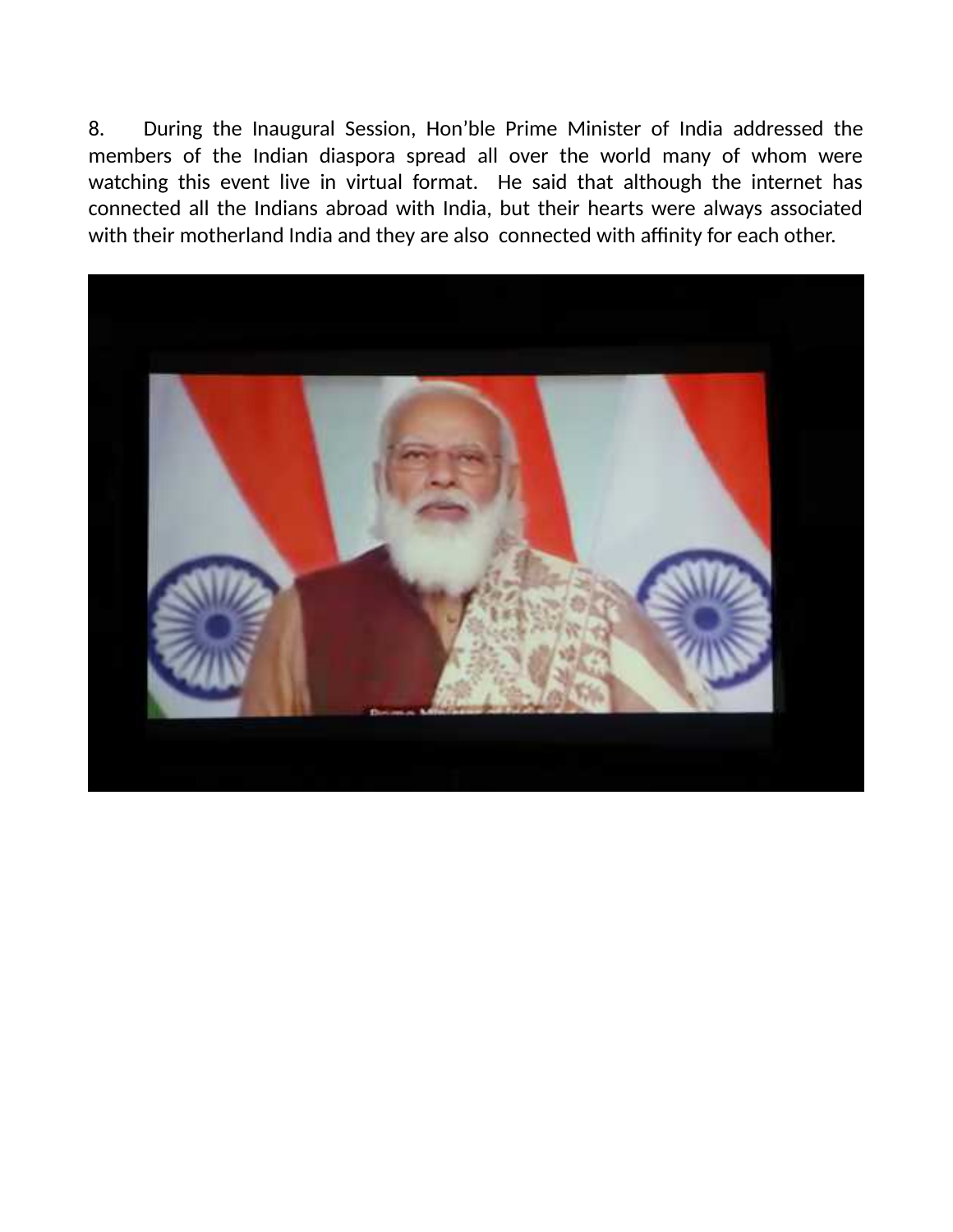8. During the Inaugural Session, Hon'ble Prime Minister of India addressed the members of the Indian diaspora spread all over the world many of whom were watching this event live in virtual format. He said that although the internet has connected all the Indians abroad with India, but their hearts were always associated with their motherland India and they are also connected with affinity for each other.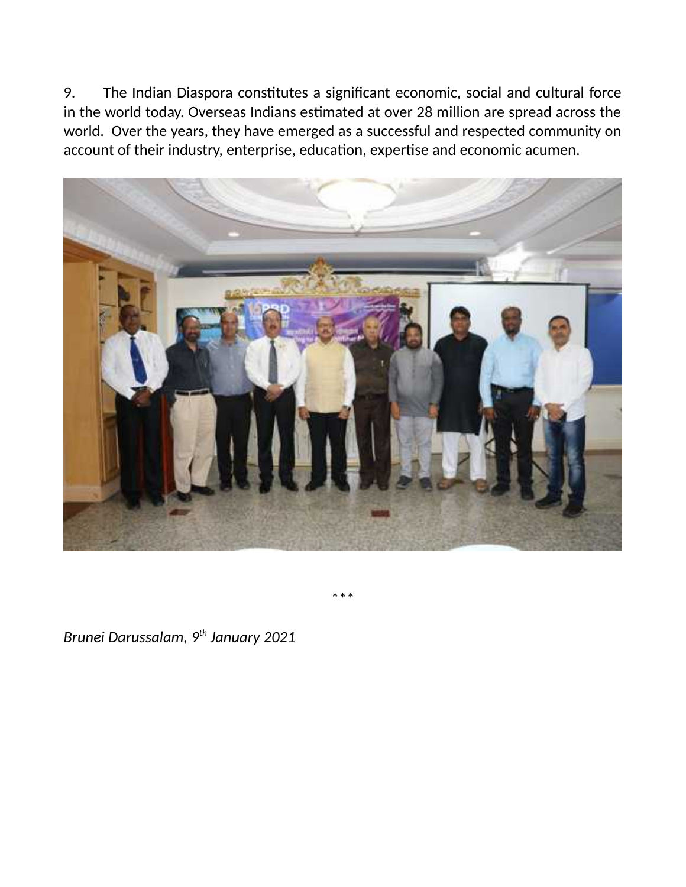9. The Indian Diaspora constitutes a significant economic, social and cultural force in the world today. Overseas Indians estimated at over 28 million are spread across the world. Over the years, they have emerged as a successful and respected community on account of their industry, enterprise, education, expertise and economic acumen.

***

*Brunei Darussalam, 9th January 2021*